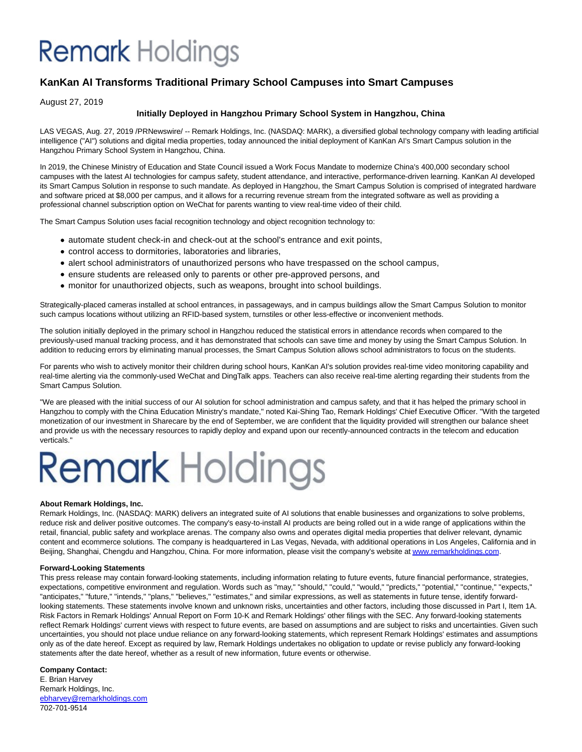# Remark Holdings

## KanKan AI Transforms Traditional Primary School Campuses into Smart Campuses

August 27, 2019

### Initially Deployed in Hangzhou Primary School System in Hangzhou, China

LAS VEGAS, Aug. 27, 2019 /PRNewswire/ -- Remark Holdings, Inc. (NASDAQ: MARK), a diversified global technology company with leading artificial intelligence ("AI") solutions and digital media properties, today announced the initial deployment of KanKan AI's Smart Campus solution in the Hangzhou Primary School System in Hangzhou, China.

In 2019, the Chinese Ministry of Education and State Council issued a Work Focus Mandate to modernize China's 400,000 secondary school campuses with the latest AI technologies for campus safety, student attendance, and interactive, performance-driven learning. KanKan AI developed its Smart Campus Solution in response to such mandate. As deployed in Hangzhou, the Smart Campus Solution is comprised of integrated hardware and software priced at $8,000 per campus, and it allows for a recurring revenue stream from the integrated software as well as providing a professional channel subscription option on WeChat for parents wanting to view real-time video of their child.

The Smart Campus Solution uses facial recognition technology and object recognition technology to:

- automate student check-in and check-out at the school's entrance and exit points,
- control access to dormitories, laboratories and libraries,
- alert school administrators of unauthorized persons who have trespassed on the school campus,
- ensure students are released only to parents or other pre-approved persons, and
- monitor for unauthorized objects, such as weapons, brought into school buildings.

Strategically-placed cameras installed at school entrances, in passageways, and in campus buildings allow the Smart Campus Solution to monitor such campus locations without utilizing an RFID-based system, turnstiles or other less-effective or inconvenient methods.

The solution initially deployed in the primary school in Hangzhou reduced the statistical errors in attendance records when compared to the previously-used manual tracking process, and it has demonstrated that schools can save time and money by using the Smart Campus Solution. In addition to reducing errors by eliminating manual processes, the Smart Campus Solution allows school administrators to focus on the students.

For parents who wish to actively monitor their children during school hours, KanKan AI's solution provides real-time video monitoring capability and real-time alerting via the commonly-used WeChat and DingTalk apps. Teachers can also receive real-time alerting regarding their students from the Smart Campus Solution.

"We are pleased with the initial success of our AI solution for school administration and campus safety, and that it has helped the primary school in Hangzhou to comply with the China Education Ministry's mandate," noted Kai-Shing Tao, Remark Holdings' Chief Executive Officer. "With the targeted monetization of our investment in Sharecare by the end of September, we are confident that the liquidity provided will strengthen our balance sheet and provide us with the necessary resources to rapidly deploy and expand upon our recently-announced contracts in the telecom and education verticals."

Remark Holdings

**About Remark Holdings, Inc.**
Remark Holdings, Inc. (NASDAQ: MARK) delivers an integrated suite of AI solutions that enable businesses and organizations to solve problems, reduce risk and deliver positive outcomes. The company's easy-to-install AI products are being rolled out in a wide range of applications within the retail, financial, public safety and workplace arenas. The company also owns and operates digital media properties that deliver relevant, dynamic content and ecommerce solutions. The company is headquartered in Las Vegas, Nevada, with additional operations in Los Angeles, California and in Beijing, Shanghai, Chengdu and Hangzhou, China. For more information, please visit the company's website at www.remarkholdings.com.

**Forward-Looking Statements**
This press release may contain forward-looking statements, including information relating to future events, future financial performance, strategies, expectations, competitive environment and regulation. Words such as "may," "should," "could," "would," "predicts," "potential," "continue," "expects," "anticipates," "future," "intends," "plans," "believes," "estimates," and similar expressions, as well as statements in future tense, identify forward-looking statements. These statements involve known and unknown risks, uncertainties and other factors, including those discussed in Part I, Item 1A. Risk Factors in Remark Holdings' Annual Report on Form 10-K and Remark Holdings' other filings with the SEC. Any forward-looking statements reflect Remark Holdings' current views with respect to future events, are based on assumptions and are subject to risks and uncertainties. Given such uncertainties, you should not place undue reliance on any forward-looking statements, which represent Remark Holdings' estimates and assumptions only as of the date hereof. Except as required by law, Remark Holdings undertakes no obligation to update or revise publicly any forward-looking statements after the date hereof, whether as a result of new information, future events or otherwise.

**Company Contact:**
E. Brian Harvey
Remark Holdings, Inc.
ebharvey@remarkholdings.com
702-701-9514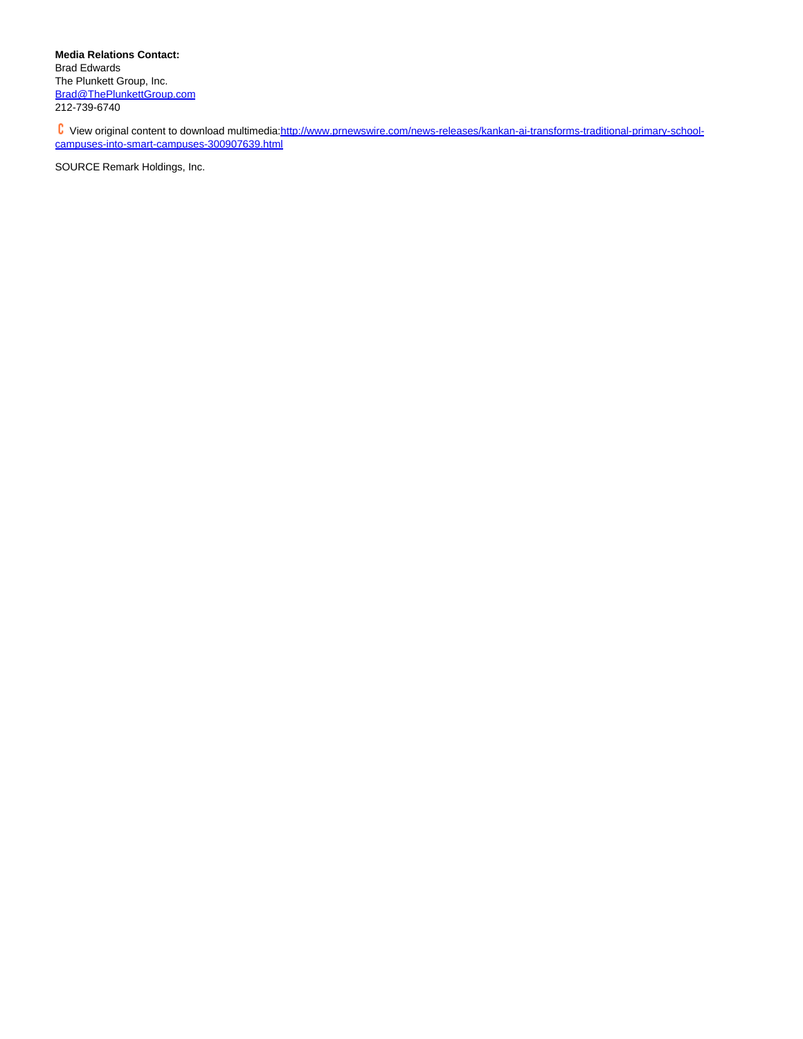**Media Relations Contact:**
Brad Edwards
The Plunkett Group, Inc.
Brad@ThePlunkettGroup.com
212-739-6740

View original content to download multimedia:http://www.prnewswire.com/news-releases/kankan-ai-transforms-traditional-primary-school-campuses-into-smart-campuses-300907639.html

SOURCE Remark Holdings, Inc.